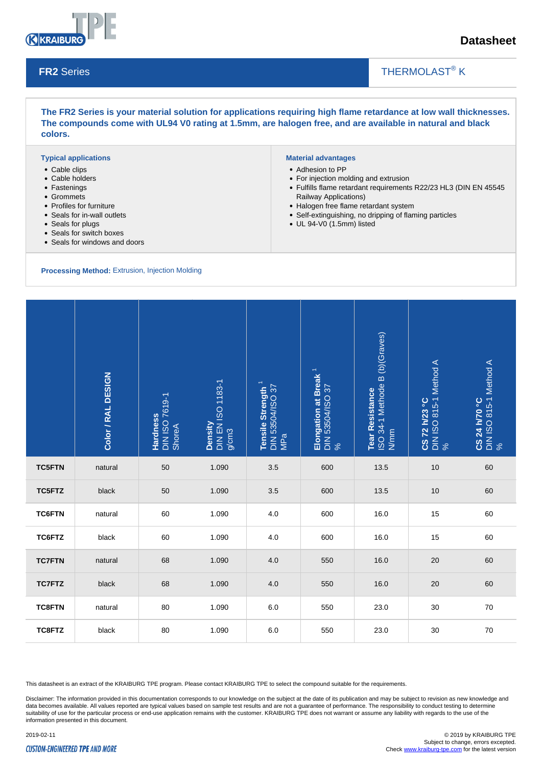# Datasheet

## FR2 Series

THERMOLAST® K

**The FR2 Series is your material solution for applications requiring high flame retardance at low wall thicknesses. The compounds come with UL94 V0 rating at 1.5mm, are halogen free, and are available in natural and black colors.**

### Typical applications

- Cable clips
- Cable holders
- Fastenings
- Grommets
- Profiles for furniture
- Seals for in-wall outlets
- Seals for plugs
- Seals for switch boxes
- Seals for windows and doors

### Material advantages

- Adhesion to PP
- For injection molding and extrusion
- Fulfills flame retardant requirements R22/23 HL3 (DIN EN 45545 Railway Applications)
- Halogen free flame retardant system
- Self-extinguishing, no dripping of flaming particles
- UL 94-V0 (1.5mm) listed

**Processing Method:** Extrusion, Injection Molding

| | Color / RAL DESIGN | Hardness DIN ISO 7619-1 ShoreA | Density DIN EN ISO 1183-1 g/cm3 | Tensile Strength [1] DIN 53504/ISO 37 MPa | Elongation at Break [1] DIN 53504/ISO 37 % | Tear Resistance ISO 34-1 Methode B (b)(Graves) N/mm | CS 72 h/23 °C DIN ISO 815-1 Method A % | CS 24 h/70 °C DIN ISO 815-1 Method A % |
|---|---|---|---|---|---|---|---|---|
| **TC5FTN** | natural | 50 | 1.090 | 3.5 | 600 | 13.5 | 10 | 60 |
| **TC5FTZ** | black | 50 | 1.090 | 3.5 | 600 | 13.5 | 10 | 60 |
| **TC6FTN** | natural | 60 | 1.090 | 4.0 | 600 | 16.0 | 15 | 60 |
| **TC6FTZ** | black | 60 | 1.090 | 4.0 | 600 | 16.0 | 15 | 60 |
| **TC7FTN** | natural | 68 | 1.090 | 4.0 | 550 | 16.0 | 20 | 60 |
| **TC7FTZ** | black | 68 | 1.090 | 4.0 | 550 | 16.0 | 20 | 60 |
| **TC8FTN** | natural | 80 | 1.090 | 6.0 | 550 | 23.0 | 30 | 70 |
| **TC8FTZ** | black | 80 | 1.090 | 6.0 | 550 | 23.0 | 30 | 70 |

This datasheet is an extract of the KRAIBURG TPE program. Please contact KRAIBURG TPE to select the compound suitable for the requirements.

Disclaimer: The information provided in this documentation corresponds to our knowledge on the subject at the date of its publication and may be subject to revision as new knowledge and data becomes available. All values reported are typical values based on sample test results and are not a guarantee of performance. The responsibility to conduct testing to determine suitability of use for the particular process or end-use application remains with the customer. KRAIBURG TPE does not warrant or assume any liability with regards to the information presented in this document.

2019-02-11

CUSTOM-ENGINEERED TPE AND MORE

© 2019 by KRAIBURG TPE
Subject to change, errors excepted.
Check www.kraiburg-tpe.com for the latest version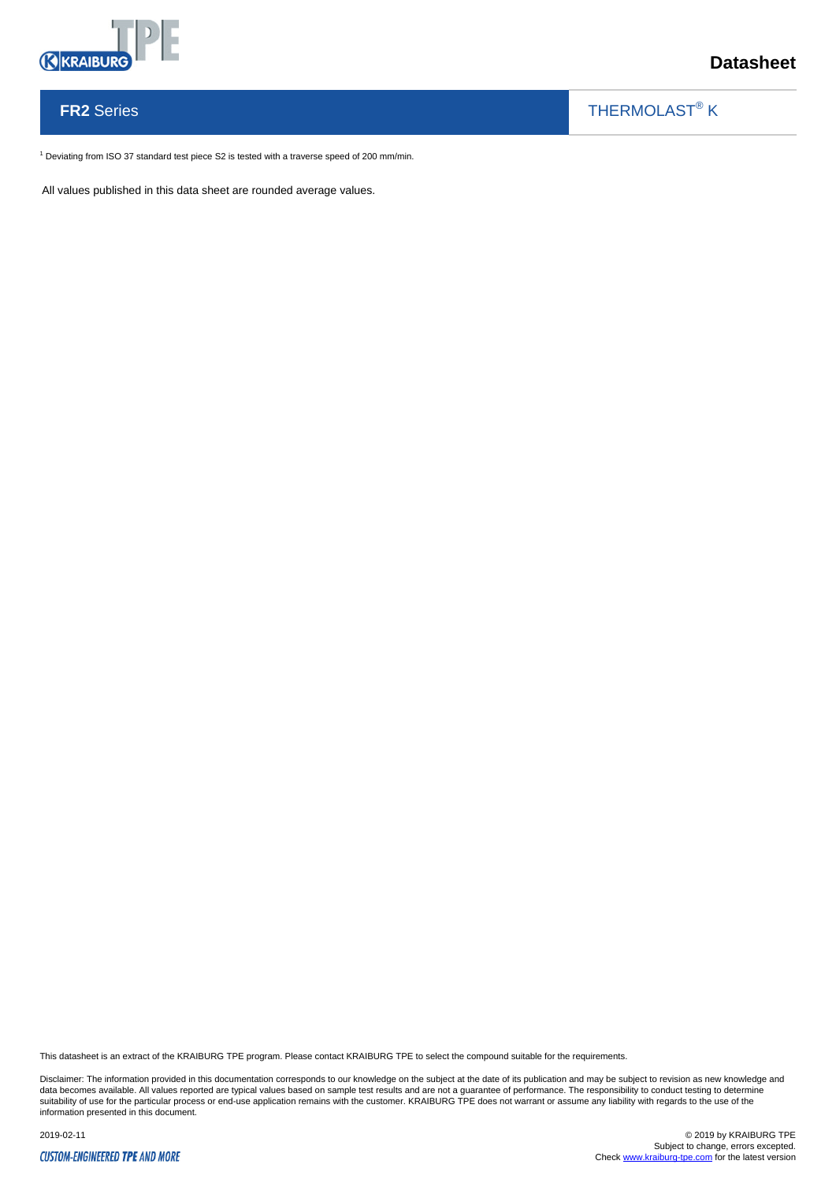[1] Deviating from ISO 37 standard test piece S2 is tested with a traverse speed of 200 mm/min.

All values published in this data sheet are rounded average values.

This datasheet is an extract of the KRAIBURG TPE program. Please contact KRAIBURG TPE to select the compound suitable for the requirements.

Disclaimer: The information provided in this documentation corresponds to our knowledge on the subject at the date of its publication and may be subject to revision as new knowledge and data becomes available. All values reported are typical values based on sample test results and are not a guarantee of performance. The responsibility to conduct testing to determine suitability of use for the particular process or end-use application remains with the customer. KRAIBURG TPE does not warrant or assume any liability with regards to the use of the information presented in this document.

2019-02-11

© 2019 by KRAIBURG TPE
Subject to change, errors excepted.
Check www.kraiburg-tpe.com for the latest version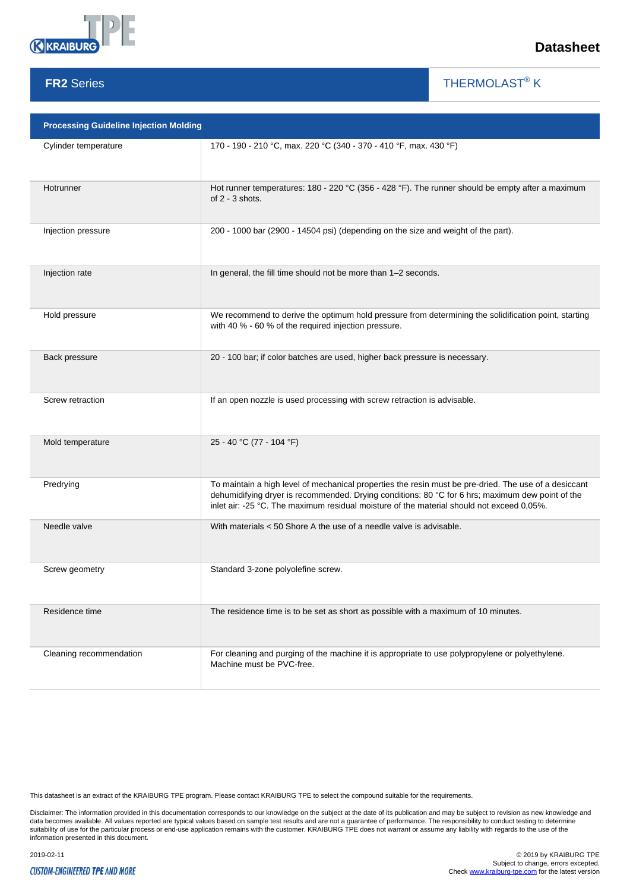# Datasheet

## FR2 Series

THERMOLAST® K

| Processing Guideline Injection Molding | |
|---|---|
| Cylinder temperature | 170 - 190 - 210 °C, max. 220 °C (340 - 370 - 410 °F, max. 430 °F) |
| Hotrunner | Hot runner temperatures: 180 - 220 °C (356 - 428 °F). The runner should be empty after a maximum of 2 - 3 shots. |
| Injection pressure | 200 - 1000 bar (2900 - 14504 psi) (depending on the size and weight of the part). |
| Injection rate | In general, the fill time should not be more than 1–2 seconds. |
| Hold pressure | We recommend to derive the optimum hold pressure from determining the solidification point, starting with 40 % - 60 % of the required injection pressure. |
| Back pressure | 20 - 100 bar; if color batches are used, higher back pressure is necessary. |
| Screw retraction | If an open nozzle is used processing with screw retraction is advisable. |
| Mold temperature | 25 - 40 °C (77 - 104 °F) |
| Predrying | To maintain a high level of mechanical properties the resin must be pre-dried. The use of a desiccant dehumidifying dryer is recommended. Drying conditions: 80 °C for 6 hrs; maximum dew point of the inlet air: -25 °C. The maximum residual moisture of the material should not exceed 0,05%. |
| Needle valve | With materials < 50 Shore A the use of a needle valve is advisable. |
| Screw geometry | Standard 3-zone polyolefine screw. |
| Residence time | The residence time is to be set as short as possible with a maximum of 10 minutes. |
| Cleaning recommendation | For cleaning and purging of the machine it is appropriate to use polypropylene or polyethylene. Machine must be PVC-free. |

This datasheet is an extract of the KRAIBURG TPE program. Please contact KRAIBURG TPE to select the compound suitable for the requirements.

Disclaimer: The information provided in this documentation corresponds to our knowledge on the subject at the date of its publication and may be subject to revision as new knowledge and data becomes available. All values reported are typical values based on sample test results and are not a guarantee of performance. The responsibility to conduct testing to determine suitability of use for the particular process or end-use application remains with the customer. KRAIBURG TPE does not warrant or assume any liability with regards to the use of the information presented in this document.

2019-02-11

CUSTOM-ENGINEERED TPE AND MORE

© 2019 by KRAIBURG TPE
Subject to change, errors excepted.
Check www.kraiburg-tpe.com for the latest version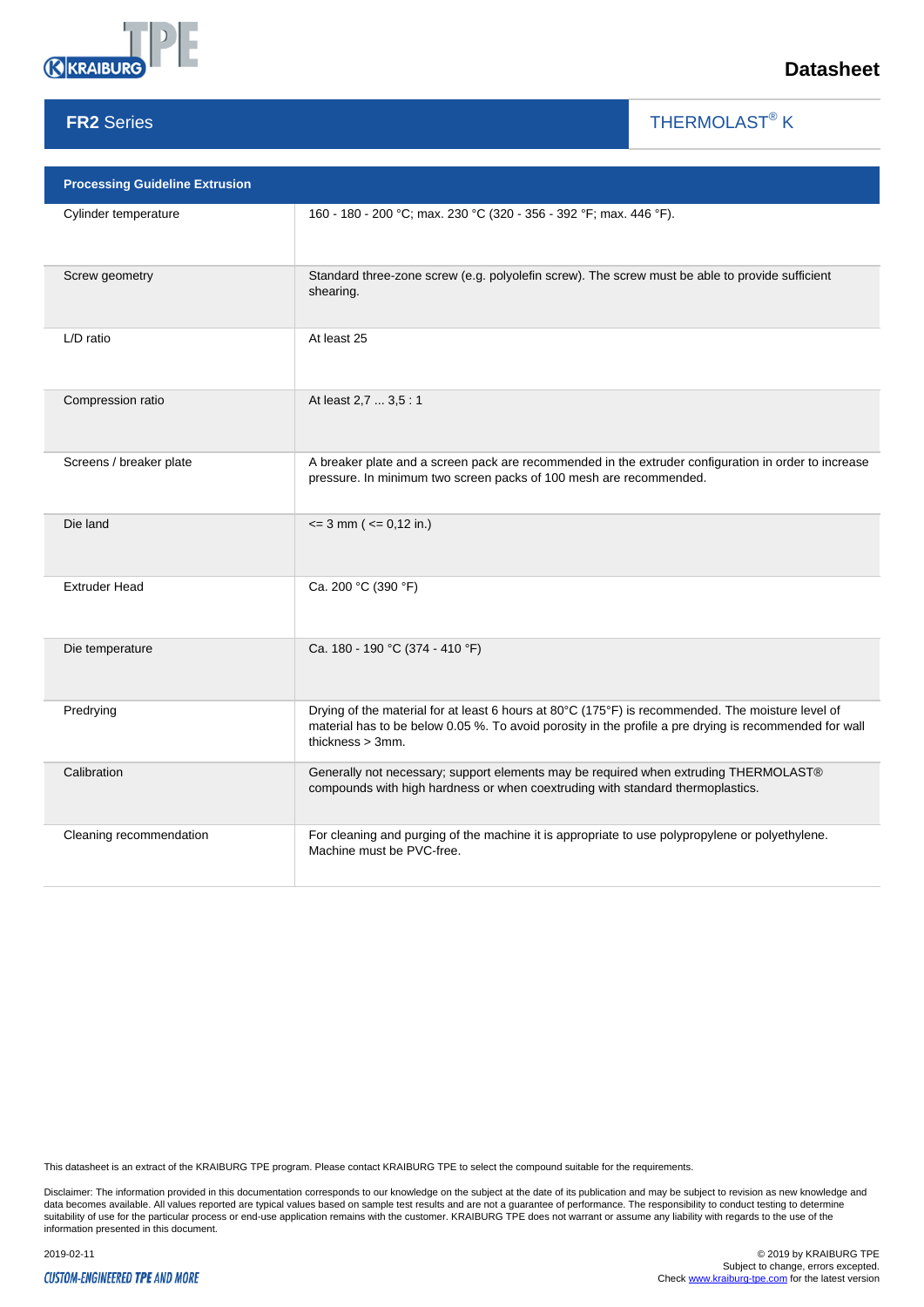**Datasheet**

**FR2 Series** | THERMOLAST® K

| Processing Guideline Extrusion | |
|---|---|
| Cylinder temperature | 160 - 180 - 200 °C; max. 230 °C (320 - 356 - 392 °F; max. 446 °F). |
| Screw geometry | Standard three-zone screw (e.g. polyolefin screw). The screw must be able to provide sufficient shearing. |
| L/D ratio | At least 25 |
| Compression ratio | At least 2,7 ... 3,5 : 1 |
| Screens / breaker plate | A breaker plate and a screen pack are recommended in the extruder configuration in order to increase pressure. In minimum two screen packs of 100 mesh are recommended. |
| Die land | <= 3 mm ( <= 0,12 in.) |
| Extruder Head | Ca. 200 °C (390 °F) |
| Die temperature | Ca. 180 - 190 °C (374 - 410 °F) |
| Predrying | Drying of the material for at least 6 hours at 80°C (175°F) is recommended. The moisture level of material has to be below 0.05 %. To avoid porosity in the profile a pre drying is recommended for wall thickness > 3mm. |
| Calibration | Generally not necessary; support elements may be required when extruding THERMOLAST® compounds with high hardness or when coextruding with standard thermoplastics. |
| Cleaning recommendation | For cleaning and purging of the machine it is appropriate to use polypropylene or polyethylene. Machine must be PVC-free. |

This datasheet is an extract of the KRAIBURG TPE program. Please contact KRAIBURG TPE to select the compound suitable for the requirements.

Disclaimer: The information provided in this documentation corresponds to our knowledge on the subject at the date of its publication and may be subject to revision as new knowledge and data becomes available. All values reported are typical values based on sample test results and are not a guarantee of performance. The responsibility to conduct testing to determine suitability of use for the particular process or end-use application remains with the customer. KRAIBURG TPE does not warrant or assume any liability with regards to the use of the information presented in this document.

2019-02-11

CUSTOM-ENGINEERED TPE AND MORE

© 2019 by KRAIBURG TPE
Subject to change, errors excepted.
Check www.kraiburg-tpe.com for the latest version